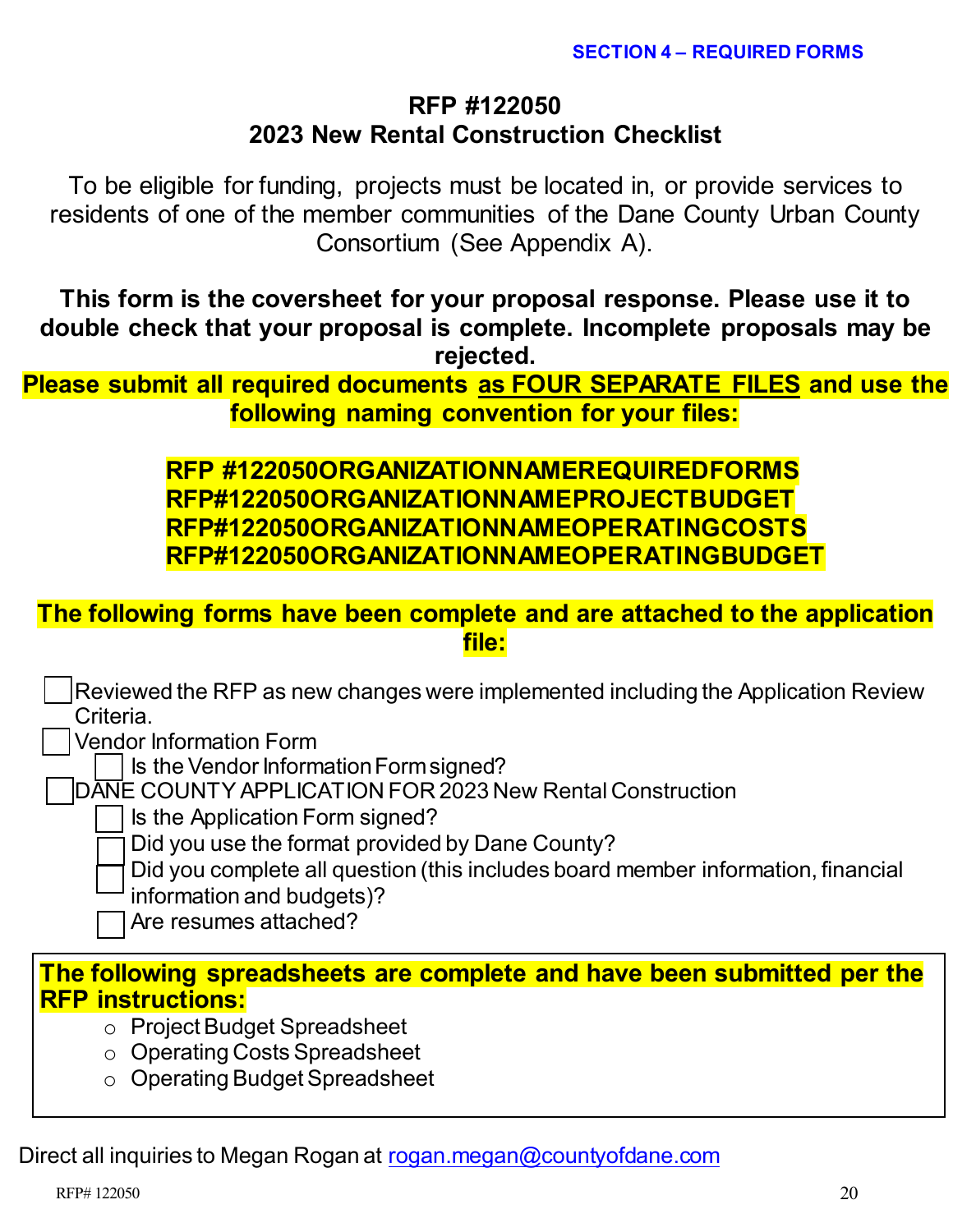SECTION 4 – REQUIRED FORMS

# RFP #122050
# 2023 New Rental Construction Checklist

To be eligible for funding, projects must be located in, or provide services to residents of one of the member communities of the Dane County Urban County Consortium (See Appendix A).

**This form is the coversheet for your proposal response. Please use it to double check that your proposal is complete. Incomplete proposals may be rejected.**

**Please submit all required documents <u>as FOUR SEPARATE FILES</u> and use the following naming convention for your files:**

**RFP #122050ORGANIZATIONNAMEREQUIREDFORMS**
**RFP#122050ORGANIZATIONNAMEPROJECTBUDGET**
**RFP#122050ORGANIZATIONNAMEOPERATINGCOSTS**
**RFP#122050ORGANIZATIONNAMEOPERATINGBUDGET**

**The following forms have been complete and are attached to the application file:**

- ☐ Reviewed the RFP as new changes were implemented including the Application Review Criteria.
- ☐ Vendor Information Form
  - ☐ Is the Vendor Information Form signed?
- ☐ DANE COUNTY APPLICATION FOR 2023 New Rental Construction
  - ☐ Is the Application Form signed?
  - ☐ Did you use the format provided by Dane County?
  - ☐ Did you complete all question (this includes board member information, financial information and budgets)?
  - ☐ Are resumes attached?

**The following spreadsheets are complete and have been submitted per the RFP instructions:**

- Project Budget Spreadsheet
- Operating Costs Spreadsheet
- Operating Budget Spreadsheet

Direct all inquiries to Megan Rogan at rogan.megan@countyofdane.com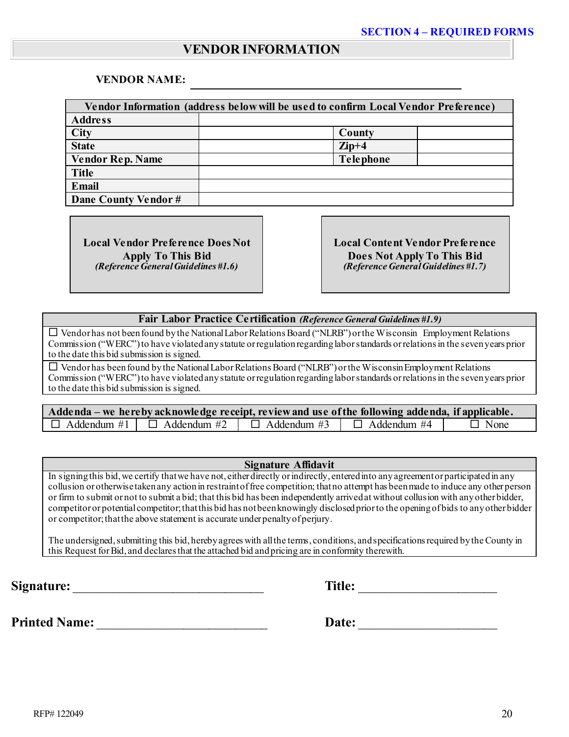SECTION 4 – REQUIRED FORMS

## VENDOR INFORMATION

**VENDOR NAME:** ______________________________________________

| Vendor Information (address below will be used to confirm Local Vendor Preference) | | | |
|---|---|---|---|
| **Address** | | | |
| **City** | | **County** | |
| **State** | | **Zip+4** | |
| **Vendor Rep. Name** | | **Telephone** | |
| **Title** | | | |
| **Email** | | | |
| **Dane County Vendor #** | | | |

**Local Vendor Preference Does Not Apply To This Bid**
*(Reference General Guidelines #1.6)*

**Local Content Vendor Preference Does Not Apply To This Bid**
*(Reference General Guidelines #1.7)*

| **Fair Labor Practice Certification** *(Reference General Guidelines #1.9)* |
|---|
| ☐ Vendor has not been found by the National Labor Relations Board ("NLRB") or the Wisconsin Employment Relations Commission ("WERC") to have violated any statute or regulation regarding labor standards or relations in the seven years prior to the date this bid submission is signed. |
| ☐ Vendor has been found by the National Labor Relations Board ("NLRB") or the Wisconsin Employment Relations Commission ("WERC") to have violated any statute or regulation regarding labor standards or relations in the seven years prior to the date this bid submission is signed. |

| **Addenda – we hereby acknowledge receipt, review and use of the following addenda, if applicable.** | | | | |
|---|---|---|---|---|
| ☐ Addendum #1 | ☐ Addendum #2 | ☐ Addendum #3 | ☐ Addendum #4 | ☐ None |

| **Signature Affidavit** |
|---|
| In signing this bid, we certify that we have not, either directly or indirectly, entered into any agreement or participated in any collusion or otherwise taken any action in restraint of free competition; that no attempt has been made to induce any other person or firm to submit or not to submit a bid; that this bid has been independently arrived at without collusion with any other bidder, competitor or potential competitor; that this bid has not been knowingly disclosed prior to the opening of bids to any other bidder or competitor; that the above statement is accurate under penalty of perjury. <br><br> The undersigned, submitting this bid, hereby agrees with all the terms, conditions, and specifications required by the County in this Request for Bid, and declares that the attached bid and pricing are in conformity therewith. |

**Signature:** ______________________________ **Title:** ______________________

**Printed Name:** ___________________________ **Date:** ______________________

RFP# 122049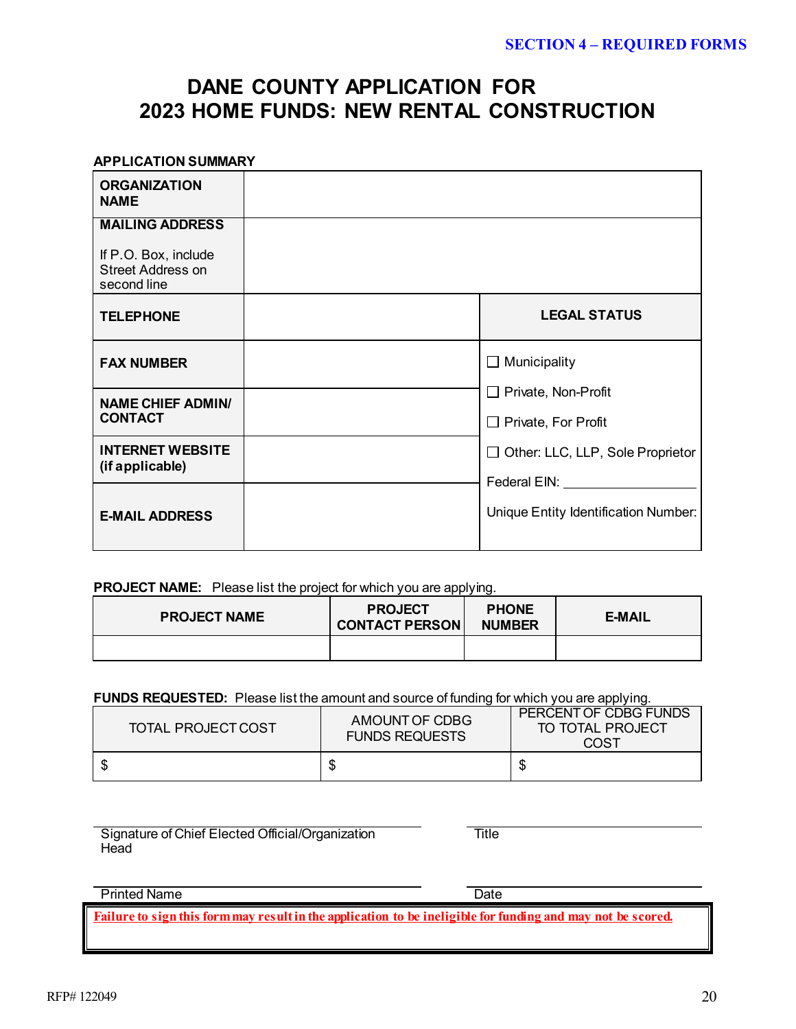**SECTION 4 – REQUIRED FORMS**

# DANE COUNTY APPLICATION FOR 2023 HOME FUNDS: NEW RENTAL CONSTRUCTION

**APPLICATION SUMMARY**

| | | |
|---|---|---|
| **ORGANIZATION NAME** | | |
| **MAILING ADDRESS**<br><br>If P.O. Box, include Street Address on second line | | |
| **TELEPHONE** | | **LEGAL STATUS** |
| **FAX NUMBER** | | ☐ Municipality<br>☐ Private, Non-Profit<br>☐ Private, For Profit<br>☐ Other: LLC, LLP, Sole Proprietor<br>Federal EIN: ____________<br>Unique Entity Identification Number: |
| **NAME CHIEF ADMIN/ CONTACT** | | |
| **INTERNET WEBSITE (if applicable)** | | |
| **E-MAIL ADDRESS** | | |

**PROJECT NAME:** Please list the project for which you are applying.

| PROJECT NAME | PROJECT CONTACT PERSON | PHONE NUMBER | E-MAIL |
|---|---|---|---|
| | | | |

**FUNDS REQUESTED:** Please list the amount and source of funding for which you are applying.

| TOTAL PROJECT COST | AMOUNT OF CDBG FUNDS REQUESTS | PERCENT OF CDBG FUNDS TO TOTAL PROJECT COST |
|---|---|---|
| $ | $ | $ |

_______________________________________ Signature of Chief Elected Official/Organization Head

_______________________________________ Title

_______________________________________ Printed Name

_______________________________________ Date

**Failure to sign this form may result in the application to be ineligible for funding and may not be scored.**

RFP# 122049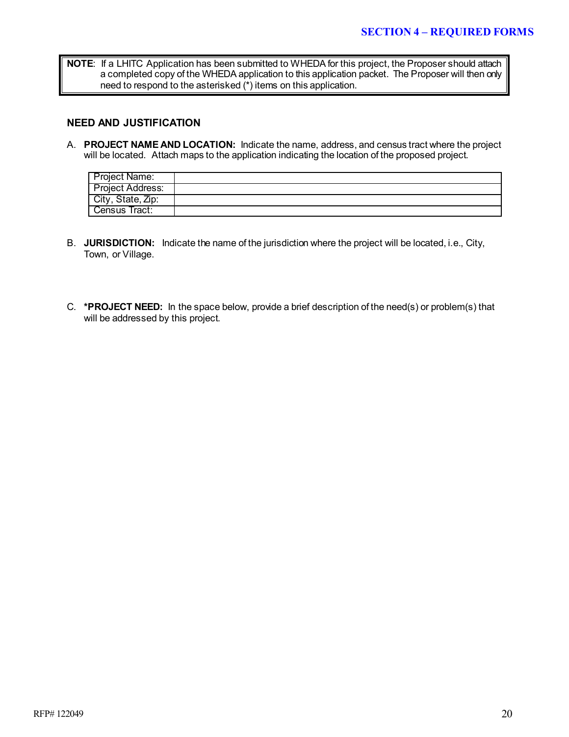## SECTION 4 – REQUIRED FORMS

> **NOTE**: If a LHITC Application has been submitted to WHEDA for this project, the Proposer should attach a completed copy of the WHEDA application to this application packet. The Proposer will then only need to respond to the asterisked (*) items on this application.

### NEED AND JUSTIFICATION

A. **PROJECT NAME AND LOCATION:** Indicate the name, address, and census tract where the project will be located. Attach maps to the application indicating the location of the proposed project.

| | |
|---|---|
| Project Name: | |
| Project Address: | |
| City, State, Zip: | |
| Census Tract: | |

B. **JURISDICTION:** Indicate the name of the jurisdiction where the project will be located, i.e., City, Town, or Village.

C. ***PROJECT NEED:** In the space below, provide a brief description of the need(s) or problem(s) that will be addressed by this project.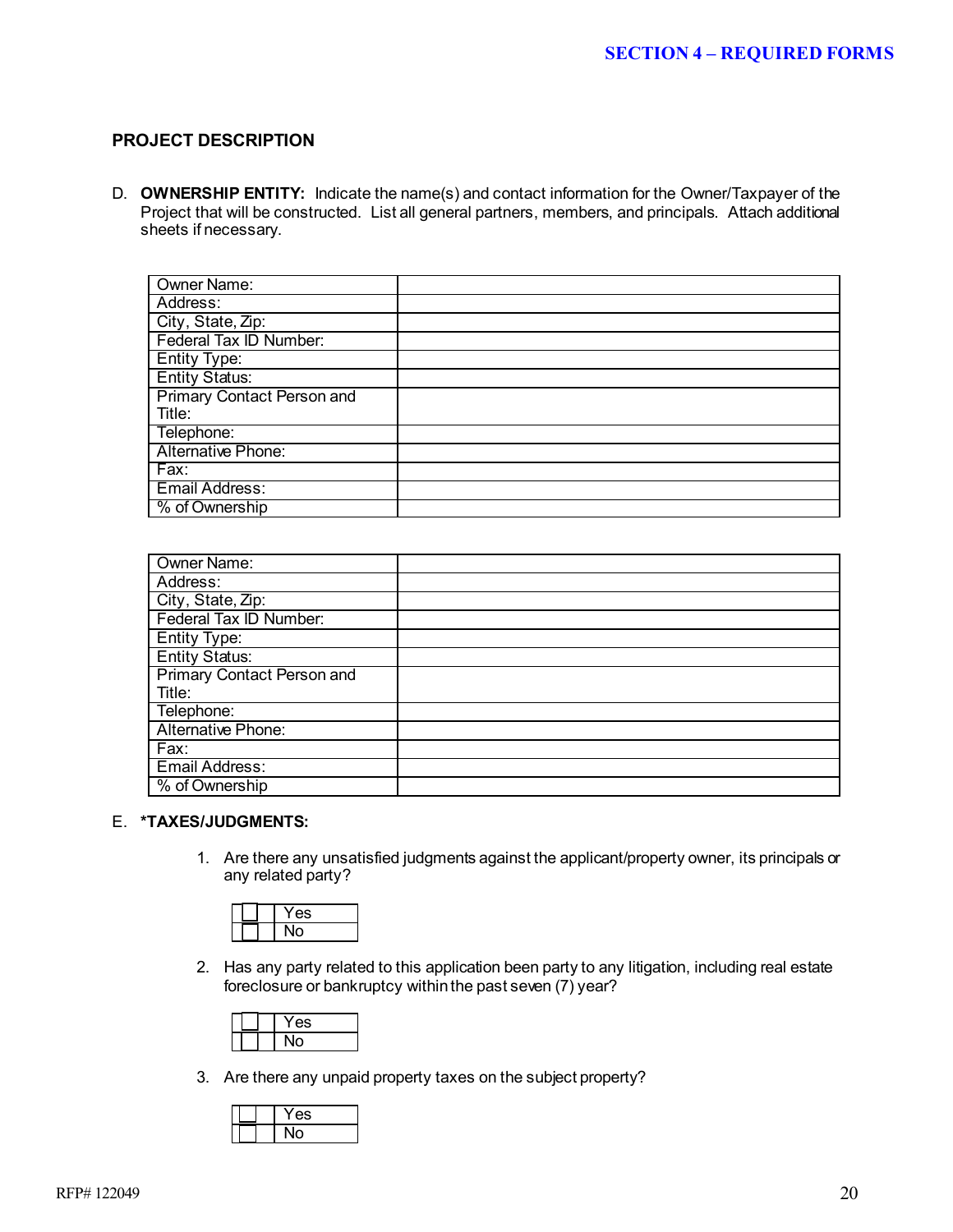## PROJECT DESCRIPTION

D. **OWNERSHIP ENTITY:** Indicate the name(s) and contact information for the Owner/Taxpayer of the Project that will be constructed. List all general partners, members, and principals. Attach additional sheets if necessary.

| Owner Name: | |
|---|---|
| Address: | |
| City, State, Zip: | |
| Federal Tax ID Number: | |
| Entity Type: | |
| Entity Status: | |
| Primary Contact Person and Title: | |
| Telephone: | |
| Alternative Phone: | |
| Fax: | |
| Email Address: | |
| % of Ownership | |

| Owner Name: | |
|---|---|
| Address: | |
| City, State, Zip: | |
| Federal Tax ID Number: | |
| Entity Type: | |
| Entity Status: | |
| Primary Contact Person and Title: | |
| Telephone: | |
| Alternative Phone: | |
| Fax: | |
| Email Address: | |
| % of Ownership | |

E. ***TAXES/JUDGMENTS:**

1. Are there any unsatisfied judgments against the applicant/property owner, its principals or any related party?

| | |
|---|---|
| ☐ | Yes |
| ☐ | No |

2. Has any party related to this application been party to any litigation, including real estate foreclosure or bankruptcy within the past seven (7) year?

| | |
|---|---|
| ☐ | Yes |
| ☐ | No |

3. Are there any unpaid property taxes on the subject property?

| | |
|---|---|
| ☐ | Yes |
| ☐ | No |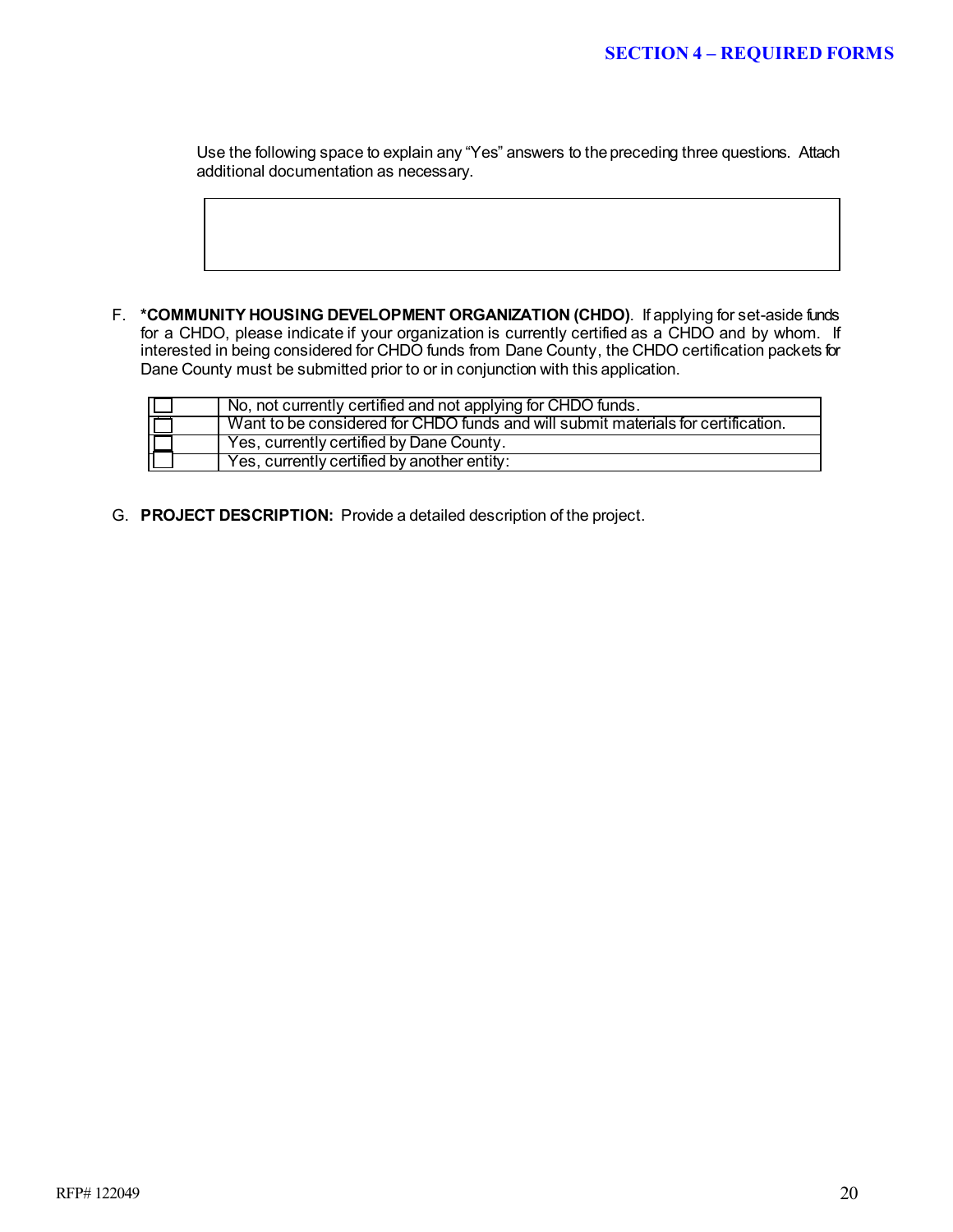Use the following space to explain any "Yes" answers to the preceding three questions. Attach additional documentation as necessary.

| |
|---|
| |

F. ***COMMUNITY HOUSING DEVELOPMENT ORGANIZATION (CHDO)**. If applying for set-aside funds for a CHDO, please indicate if your organization is currently certified as a CHDO and by whom. If interested in being considered for CHDO funds from Dane County, the CHDO certification packets for Dane County must be submitted prior to or in conjunction with this application.

| | |
|---|---|
| ☐ | No, not currently certified and not applying for CHDO funds. |
| ☐ | Want to be considered for CHDO funds and will submit materials for certification. |
| ☐ | Yes, currently certified by Dane County. |
| ☐ | Yes, currently certified by another entity: |

G. **PROJECT DESCRIPTION:** Provide a detailed description of the project.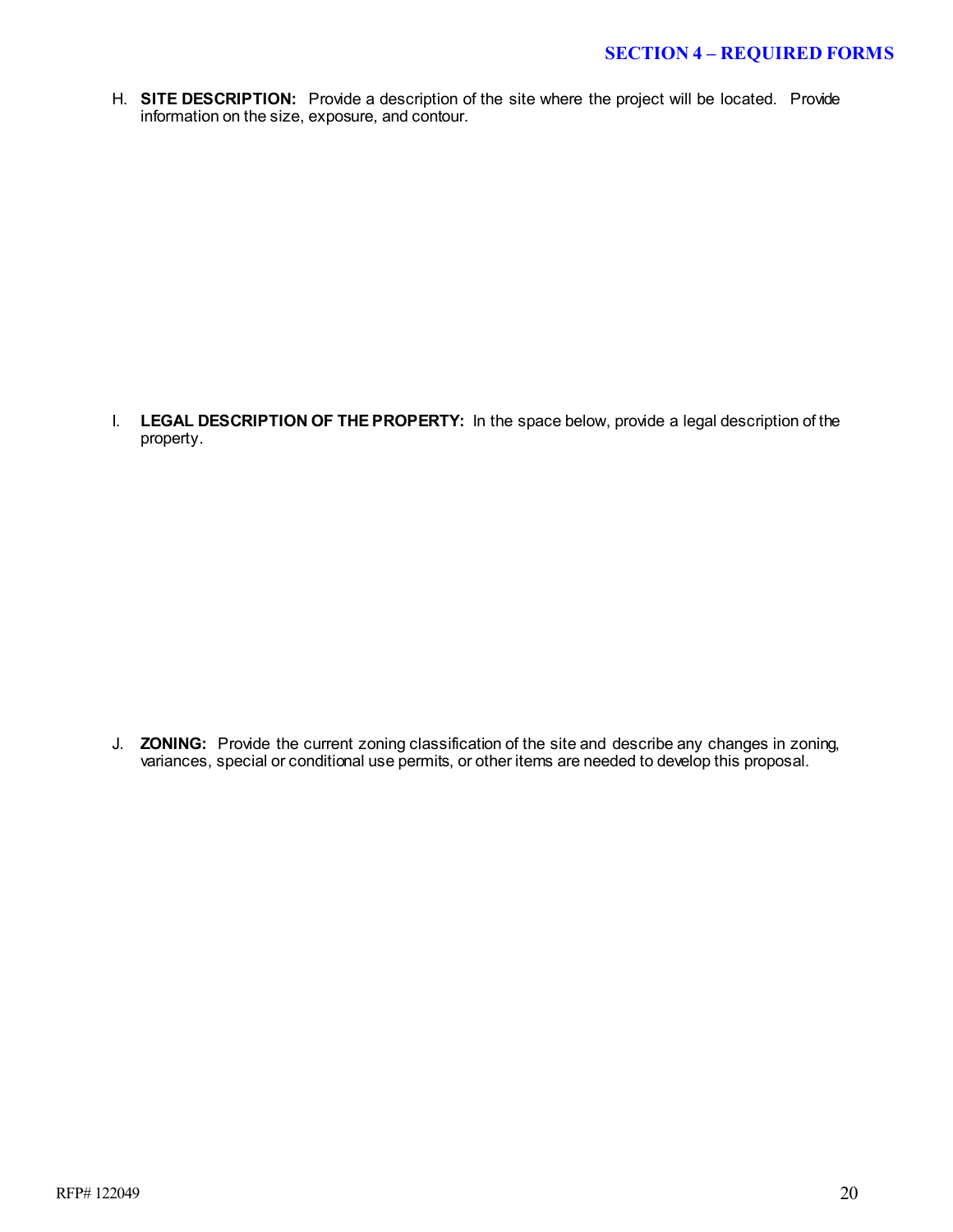H. **SITE DESCRIPTION:** Provide a description of the site where the project will be located. Provide information on the size, exposure, and contour.

I. **LEGAL DESCRIPTION OF THE PROPERTY:** In the space below, provide a legal description of the property.

J. **ZONING:** Provide the current zoning classification of the site and describe any changes in zoning, variances, special or conditional use permits, or other items are needed to develop this proposal.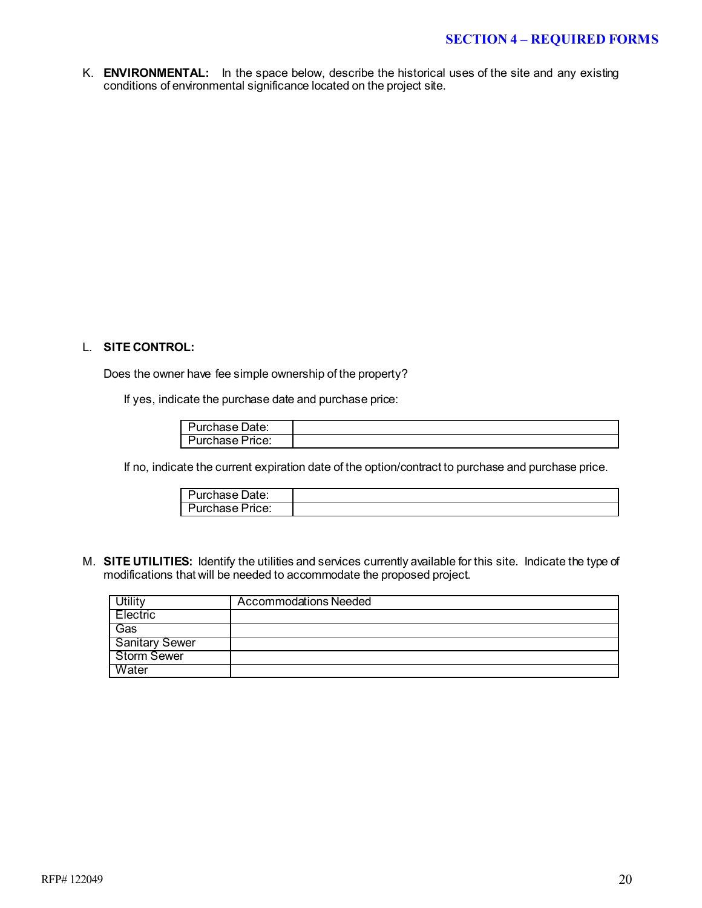K. **ENVIRONMENTAL:** In the space below, describe the historical uses of the site and any existing conditions of environmental significance located on the project site.

L. **SITE CONTROL:**

Does the owner have fee simple ownership of the property?

If yes, indicate the purchase date and purchase price:

| Purchase Date: | |
|---|---|
| Purchase Price: | |

If no, indicate the current expiration date of the option/contract to purchase and purchase price.

| Purchase Date: | |
|---|---|
| Purchase Price: | |

M. **SITE UTILITIES:** Identify the utilities and services currently available for this site. Indicate the type of modifications that will be needed to accommodate the proposed project.

| Utility | Accommodations Needed |
|---|---|
| Electric | |
| Gas | |
| Sanitary Sewer | |
| Storm Sewer | |
| Water | |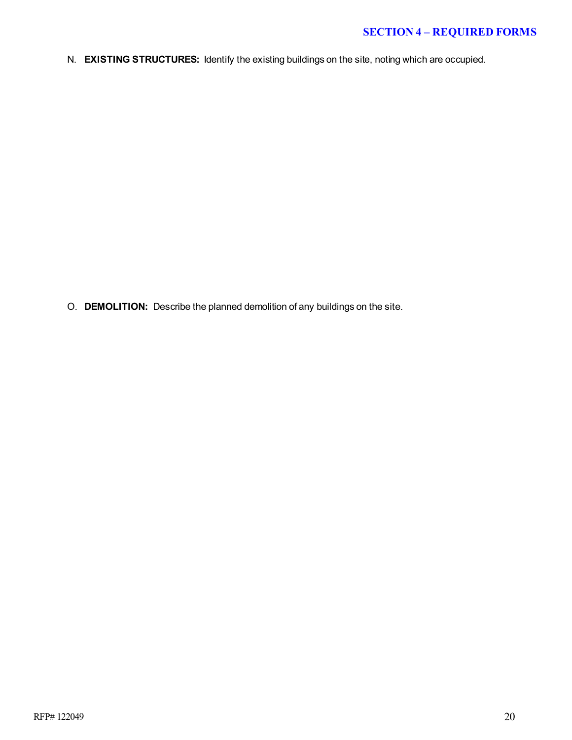N. **EXISTING STRUCTURES:** Identify the existing buildings on the site, noting which are occupied.

O. **DEMOLITION:** Describe the planned demolition of any buildings on the site.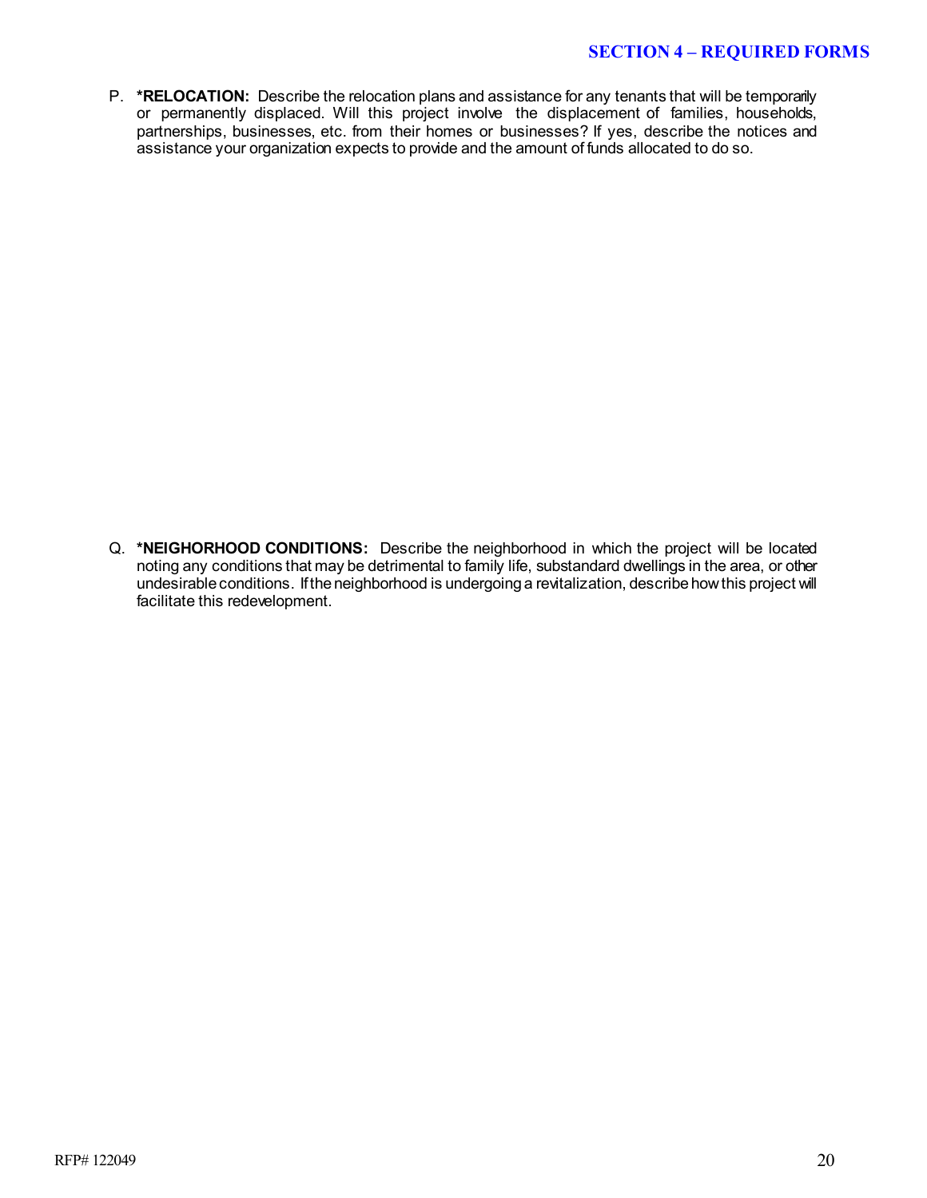P. **\*RELOCATION:** Describe the relocation plans and assistance for any tenants that will be temporarily or permanently displaced. Will this project involve the displacement of families, households, partnerships, businesses, etc. from their homes or businesses? If yes, describe the notices and assistance your organization expects to provide and the amount of funds allocated to do so.

Q. **\*NEIGHORHOOD CONDITIONS:** Describe the neighborhood in which the project will be located noting any conditions that may be detrimental to family life, substandard dwellings in the area, or other undesirable conditions. If the neighborhood is undergoing a revitalization, describe how this project will facilitate this redevelopment.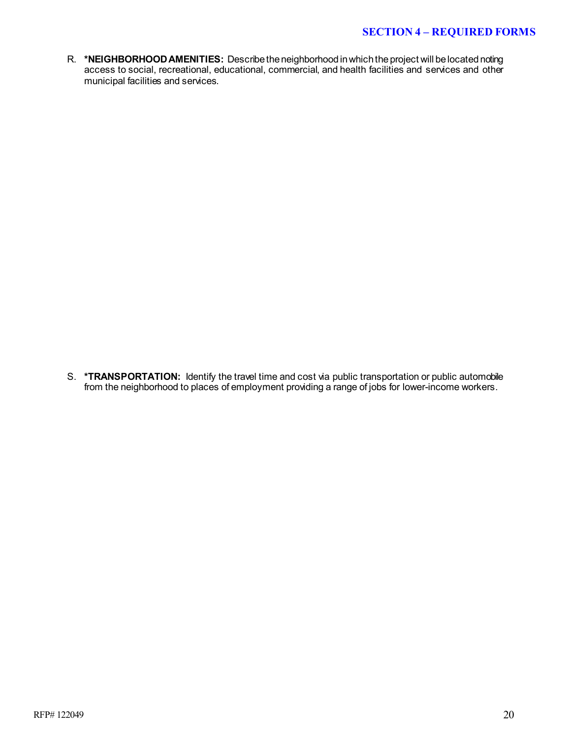## SECTION 4 – REQUIRED FORMS

R. **\*NEIGHBORHOOD AMENITIES:** Describe the neighborhood in which the project will be located noting access to social, recreational, educational, commercial, and health facilities and services and other municipal facilities and services.

S. **\*TRANSPORTATION:** Identify the travel time and cost via public transportation or public automobile from the neighborhood to places of employment providing a range of jobs for lower-income workers.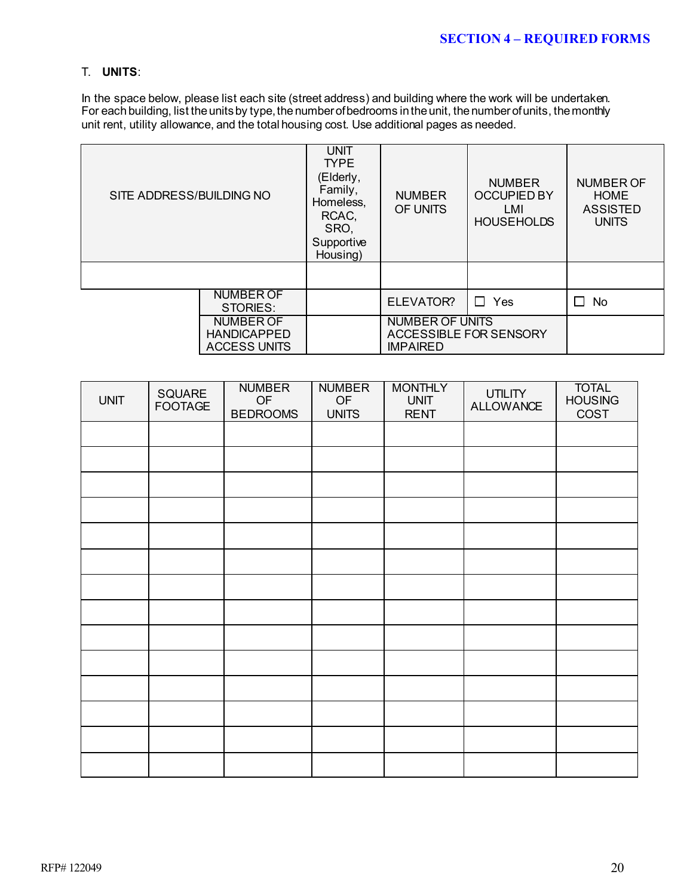## SECTION 4 – REQUIRED FORMS

T. **UNITS**:

In the space below, please list each site (street address) and building where the work will be undertaken. For each building, list the units by type, the number of bedrooms in the unit, the number of units, the monthly unit rent, utility allowance, and the total housing cost. Use additional pages as needed.

| SITE ADDRESS/BUILDING NO | | UNIT TYPE (Elderly, Family, Homeless, RCAC, SRO, Supportive Housing) | NUMBER OF UNITS | NUMBER OCCUPIED BY LMI HOUSEHOLDS | NUMBER OF HOME ASSISTED UNITS |
|---|---|---|---|---|---|
| | | | | | |
| | NUMBER OF STORIES: | | ELEVATOR? | ☐ Yes | ☐ No |
| | NUMBER OF HANDICAPPED ACCESS UNITS | | NUMBER OF UNITS ACCESSIBLE FOR SENSORY IMPAIRED | | |

| UNIT | SQUARE FOOTAGE | NUMBER OF BEDROOMS | NUMBER OF UNITS | MONTHLY UNIT RENT | UTILITY ALLOWANCE | TOTAL HOUSING COST |
|---|---|---|---|---|---|---|
| | | | | | | |
| | | | | | | |
| | | | | | | |
| | | | | | | |
| | | | | | | |
| | | | | | | |
| | | | | | | |
| | | | | | | |
| | | | | | | |
| | | | | | | |
| | | | | | | |
| | | | | | | |
| | | | | | | |
| | | | | | | |

RFP# 122049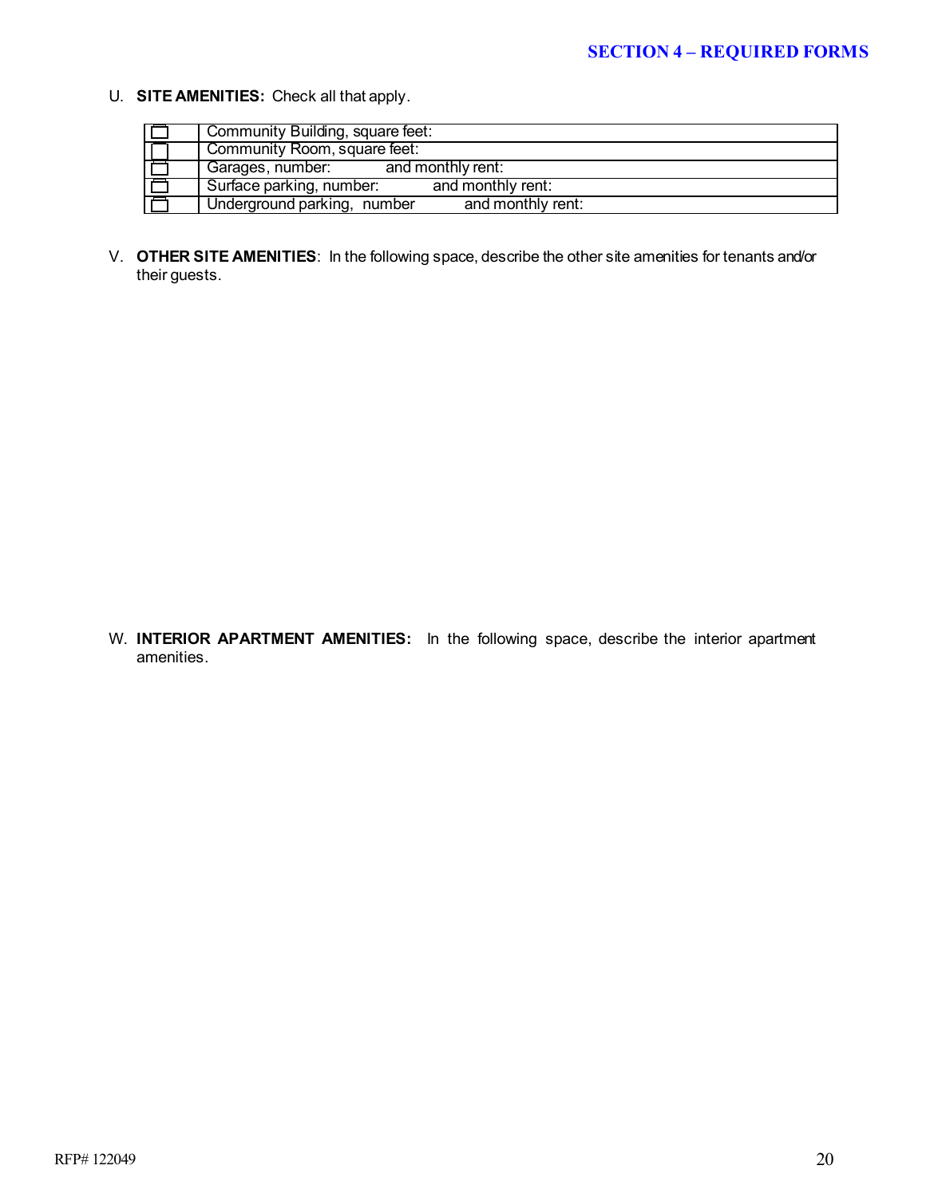U. **SITE AMENITIES:** Check all that apply.

| | |
|---|---|
| ☐ | Community Building, square feet: |
| ☐ | Community Room, square feet: |
| ☐ | Garages, number: and monthly rent: |
| ☐ | Surface parking, number: and monthly rent: |
| ☐ | Underground parking, number and monthly rent: |

V. **OTHER SITE AMENITIES**: In the following space, describe the other site amenities for tenants and/or their guests.

W. **INTERIOR APARTMENT AMENITIES:** In the following space, describe the interior apartment amenities.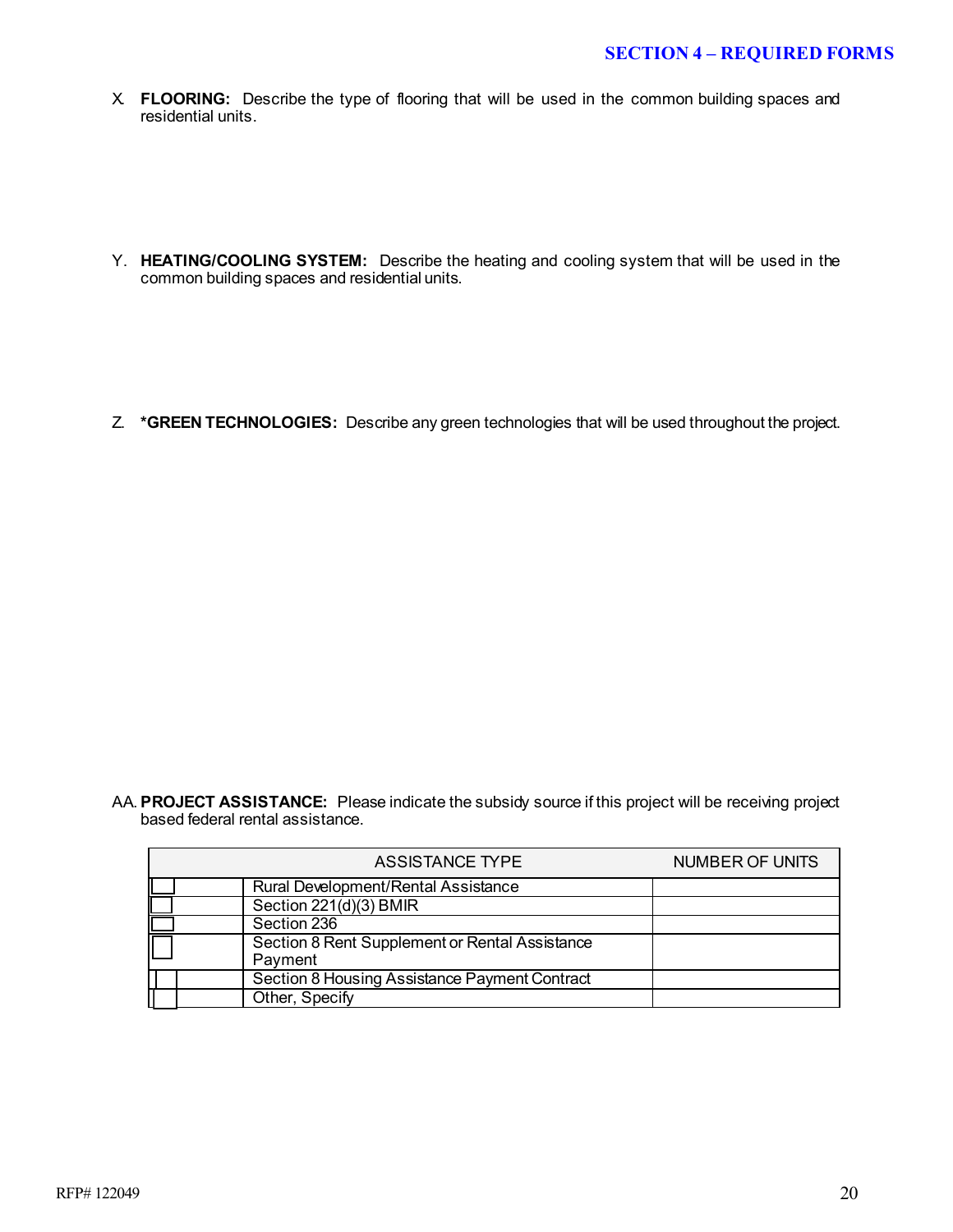X. **FLOORING:** Describe the type of flooring that will be used in the common building spaces and residential units.

Y. **HEATING/COOLING SYSTEM:** Describe the heating and cooling system that will be used in the common building spaces and residential units.

Z. ***GREEN TECHNOLOGIES:** Describe any green technologies that will be used throughout the project.

AA. **PROJECT ASSISTANCE:** Please indicate the subsidy source if this project will be receiving project based federal rental assistance.

| | ASSISTANCE TYPE | NUMBER OF UNITS |
|---|---|---|
| ☐ | Rural Development/Rental Assistance | |
| ☐ | Section 221(d)(3) BMIR | |
| ☐ | Section 236 | |
| ☐ | Section 8 Rent Supplement or Rental Assistance Payment | |
| ☐ | Section 8 Housing Assistance Payment Contract | |
| ☐ | Other, Specify | |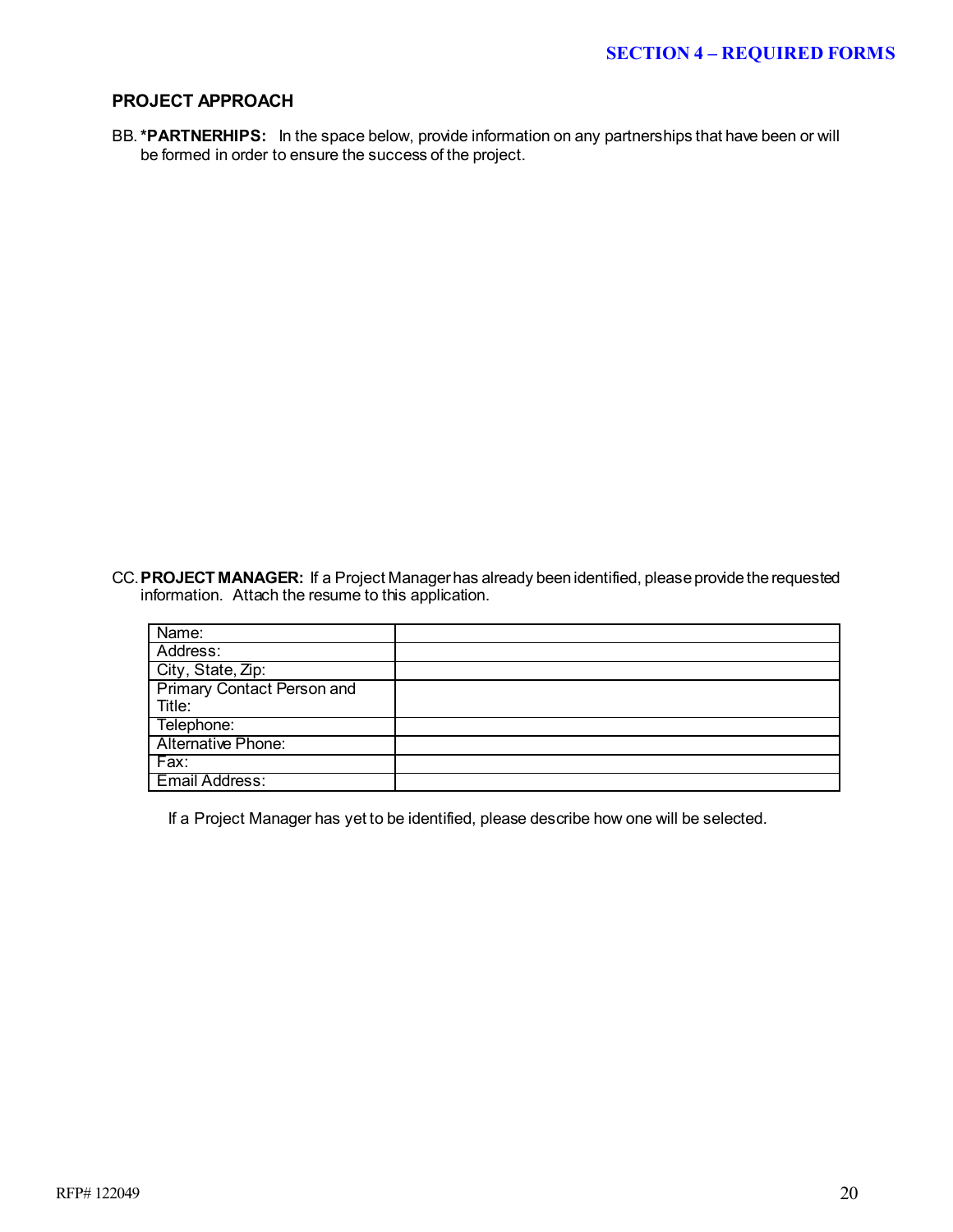**SECTION 4 – REQUIRED FORMS**

## PROJECT APPROACH

BB. ***PARTNERHIPS:** In the space below, provide information on any partnerships that have been or will be formed in order to ensure the success of the project.

CC. **PROJECT MANAGER:** If a Project Manager has already been identified, please provide the requested information. Attach the resume to this application.

| | |
|---|---|
| Name: | |
| Address: | |
| City, State, Zip: | |
| Primary Contact Person and Title: | |
| Telephone: | |
| Alternative Phone: | |
| Fax: | |
| Email Address: | |

If a Project Manager has yet to be identified, please describe how one will be selected.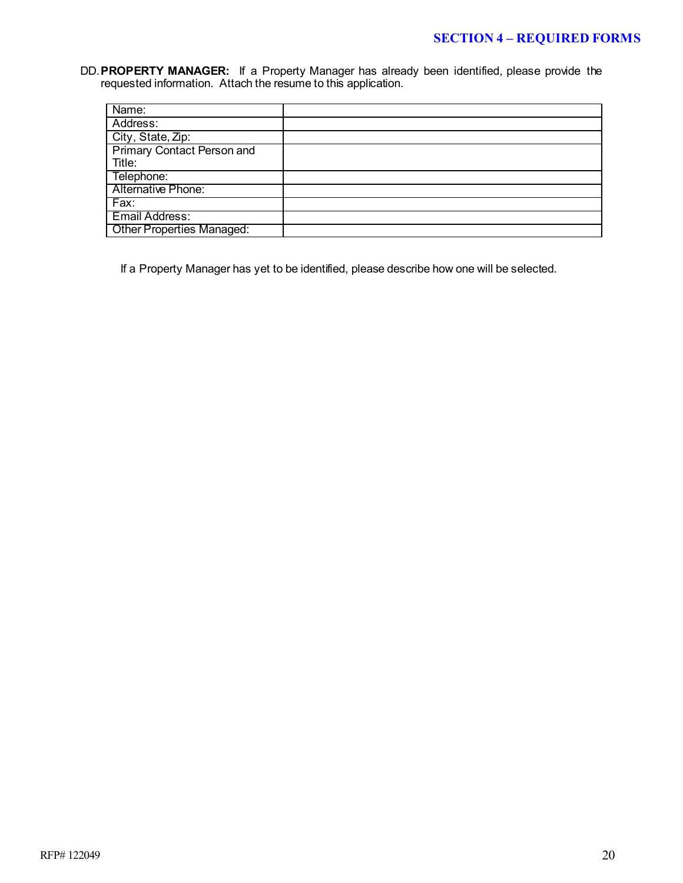DD. **PROPERTY MANAGER:** If a Property Manager has already been identified, please provide the requested information. Attach the resume to this application.

| | |
|---|---|
| Name: | |
| Address: | |
| City, State, Zip: | |
| Primary Contact Person and Title: | |
| Telephone: | |
| Alternative Phone: | |
| Fax: | |
| Email Address: | |
| Other Properties Managed: | |

If a Property Manager has yet to be identified, please describe how one will be selected.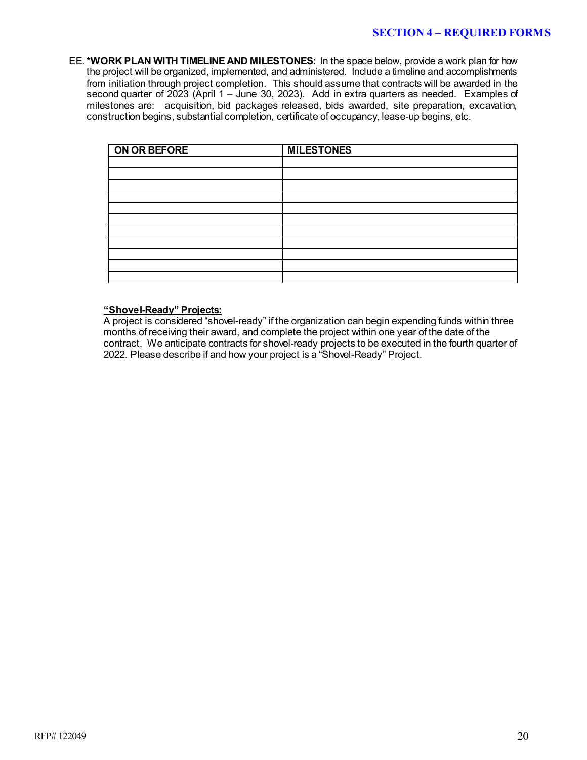## SECTION 4 – REQUIRED FORMS

EE. ***WORK PLAN WITH TIMELINE AND MILESTONES:** In the space below, provide a work plan for how the project will be organized, implemented, and administered. Include a timeline and accomplishments from initiation through project completion. This should assume that contracts will be awarded in the second quarter of 2023 (April 1 – June 30, 2023). Add in extra quarters as needed. Examples of milestones are: acquisition, bid packages released, bids awarded, site preparation, excavation, construction begins, substantial completion, certificate of occupancy, lease-up begins, etc.

| ON OR BEFORE | MILESTONES |
|---|---|
| | |
| | |
| | |
| | |
| | |
| | |
| | |
| | |
| | |
| | |
| | |

**"Shovel-Ready" Projects:**

A project is considered "shovel-ready" if the organization can begin expending funds within three months of receiving their award, and complete the project within one year of the date of the contract. We anticipate contracts for shovel-ready projects to be executed in the fourth quarter of 2022. Please describe if and how your project is a "Shovel-Ready" Project.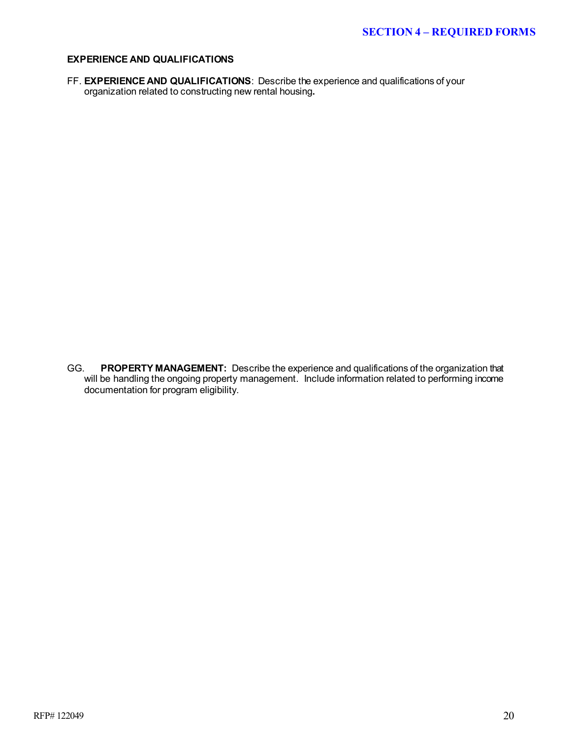## SECTION 4 – REQUIRED FORMS

**EXPERIENCE AND QUALIFICATIONS**

FF. **EXPERIENCE AND QUALIFICATIONS**: Describe the experience and qualifications of your organization related to constructing new rental housing.

GG. **PROPERTY MANAGEMENT:** Describe the experience and qualifications of the organization that will be handling the ongoing property management. Include information related to performing income documentation for program eligibility.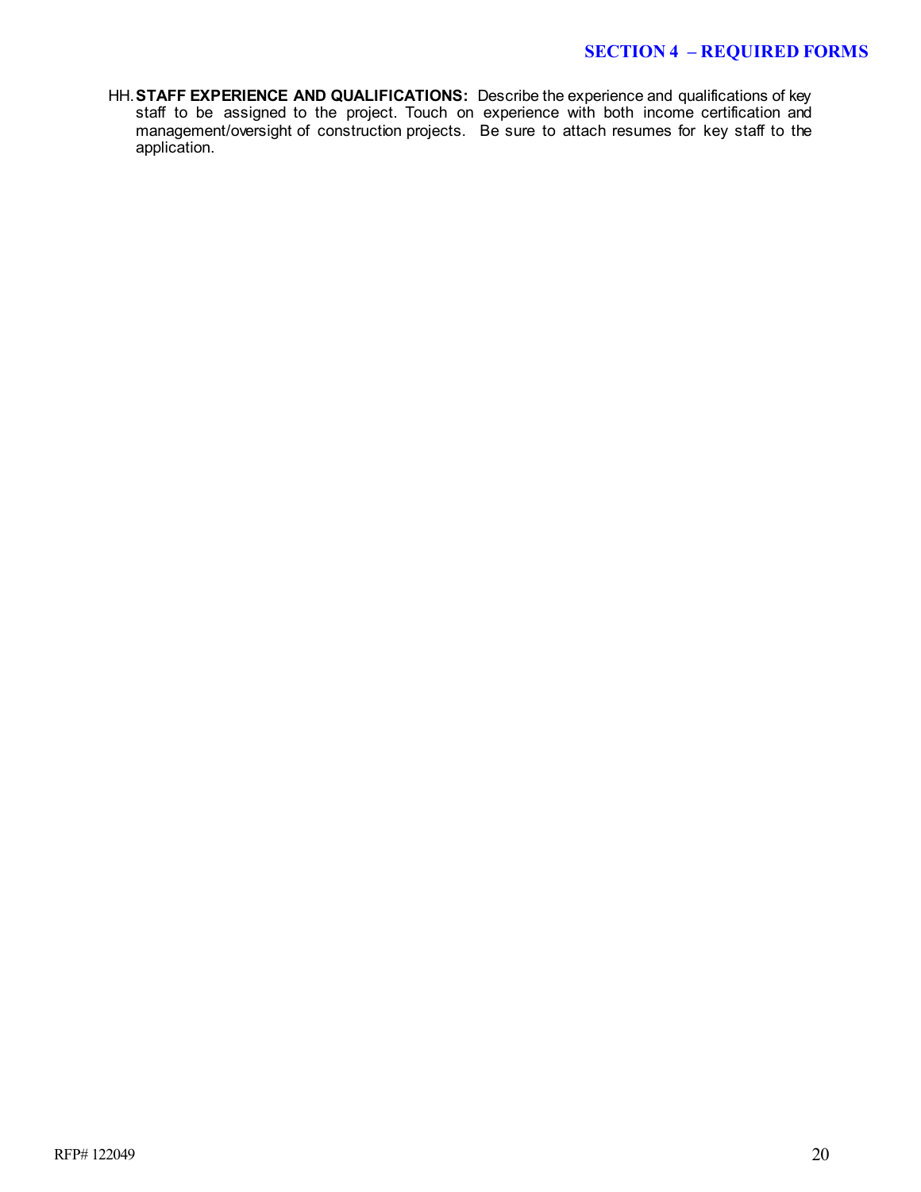HH. **STAFF EXPERIENCE AND QUALIFICATIONS:** Describe the experience and qualifications of key staff to be assigned to the project. Touch on experience with both income certification and management/oversight of construction projects. Be sure to attach resumes for key staff to the application.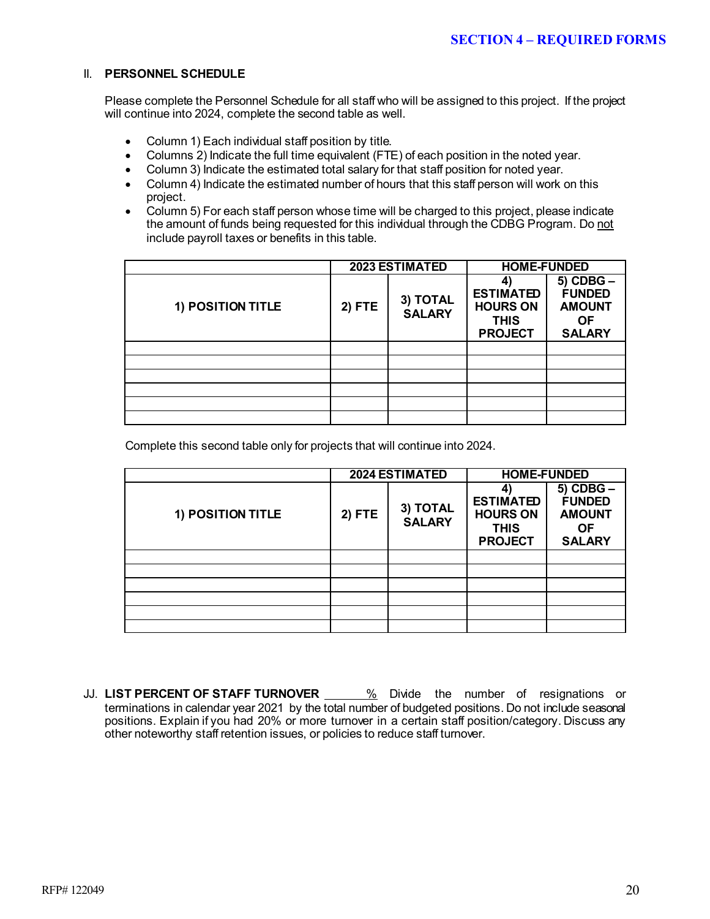## II. PERSONNEL SCHEDULE

Please complete the Personnel Schedule for all staff who will be assigned to this project. If the project will continue into 2024, complete the second table as well.

- Column 1) Each individual staff position by title.
- Columns 2) Indicate the full time equivalent (FTE) of each position in the noted year.
- Column 3) Indicate the estimated total salary for that staff position for noted year.
- Column 4) Indicate the estimated number of hours that this staff person will work on this project.
- Column 5) For each staff person whose time will be charged to this project, please indicate the amount of funds being requested for this individual through the CDBG Program. Do not include payroll taxes or benefits in this table.

| | 2023 ESTIMATED | | HOME-FUNDED | |
|---|---|---|---|---|
| **1) POSITION TITLE** | **2) FTE** | **3) TOTAL SALARY** | **4) ESTIMATED HOURS ON THIS PROJECT** | **5) CDBG – FUNDED AMOUNT OF SALARY** |
| | | | | |
| | | | | |
| | | | | |
| | | | | |
| | | | | |
| | | | | |

Complete this second table only for projects that will continue into 2024.

| | 2024 ESTIMATED | | HOME-FUNDED | |
|---|---|---|---|---|
| **1) POSITION TITLE** | **2) FTE** | **3) TOTAL SALARY** | **4) ESTIMATED HOURS ON THIS PROJECT** | **5) CDBG – FUNDED AMOUNT OF SALARY** |
| | | | | |
| | | | | |
| | | | | |
| | | | | |
| | | | | |
| | | | | |

JJ. **LIST PERCENT OF STAFF TURNOVER** \_\_\_\_\_\_\_% Divide the number of resignations or terminations in calendar year 2021 by the total number of budgeted positions. Do not include seasonal positions. Explain if you had 20% or more turnover in a certain staff position/category. Discuss any other noteworthy staff retention issues, or policies to reduce staff turnover.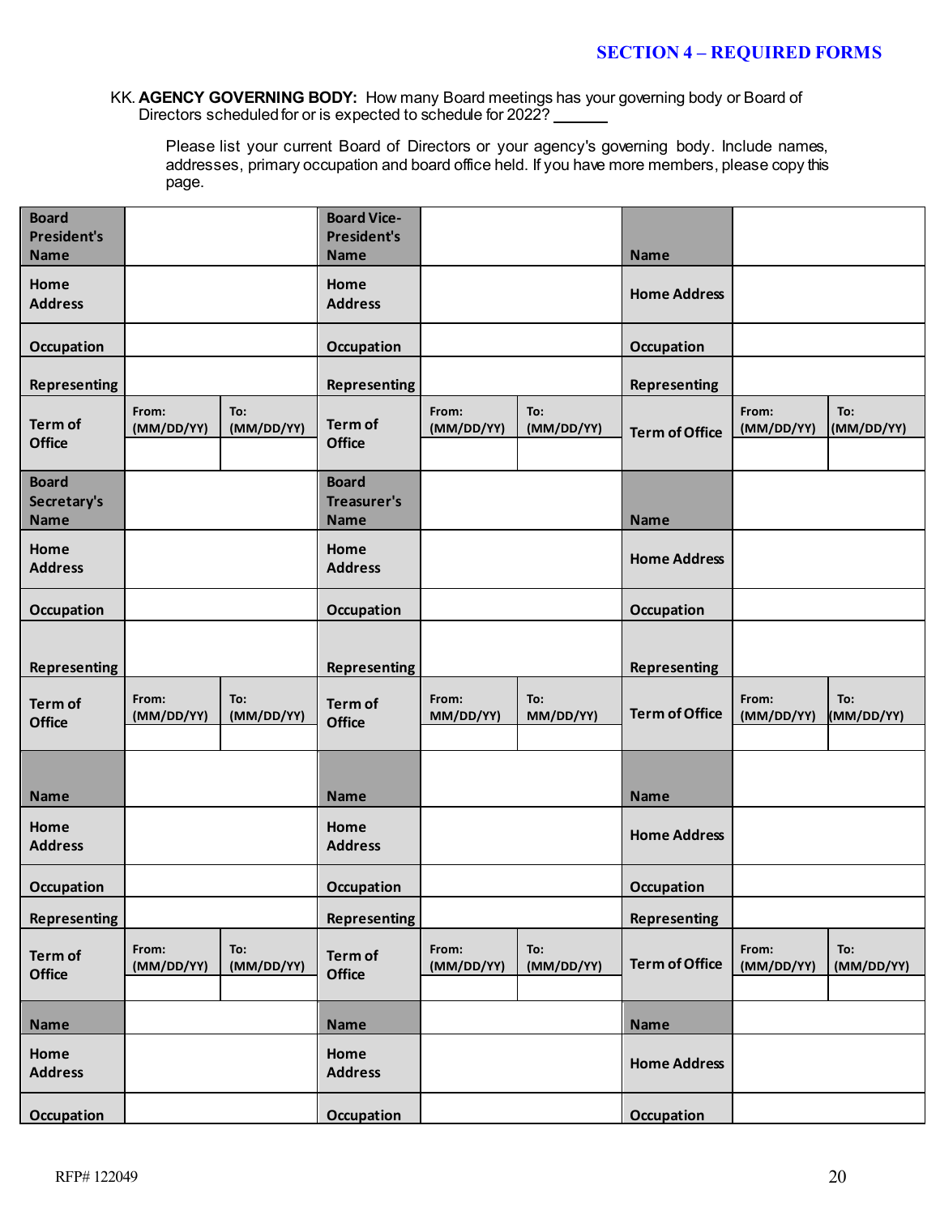## SECTION 4 – REQUIRED FORMS

KK. **AGENCY GOVERNING BODY:** How many Board meetings has your governing body or Board of Directors scheduled for or is expected to schedule for 2022? ______

Please list your current Board of Directors or your agency's governing body. Include names, addresses, primary occupation and board office held. If you have more members, please copy this page.

| | | | | | | | | |
|---|---|---|---|---|---|---|---|---|
| **Board President's Name** | | | **Board Vice-President's Name** | | | **Name** | | |
| **Home Address** | | | **Home Address** | | | **Home Address** | | |
| **Occupation** | | | **Occupation** | | | **Occupation** | | |
| **Representing** | | | **Representing** | | | **Representing** | | |
| **Term of Office** | **From: (MM/DD/YY)** | **To: (MM/DD/YY)** | **Term of Office** | **From: (MM/DD/YY)** | **To: (MM/DD/YY)** | **Term of Office** | **From: (MM/DD/YY)** | **To: (MM/DD/YY)** |
| **Board Secretary's Name** | | | **Board Treasurer's Name** | | | **Name** | | |
| **Home Address** | | | **Home Address** | | | **Home Address** | | |
| **Occupation** | | | **Occupation** | | | **Occupation** | | |
| **Representing** | | | **Representing** | | | **Representing** | | |
| **Term of Office** | **From: (MM/DD/YY)** | **To: (MM/DD/YY)** | **Term of Office** | **From: MM/DD/YY)** | **To: MM/DD/YY)** | **Term of Office** | **From: (MM/DD/YY)** | **To: (MM/DD/YY)** |
| **Name** | | | **Name** | | | **Name** | | |
| **Home Address** | | | **Home Address** | | | **Home Address** | | |
| **Occupation** | | | **Occupation** | | | **Occupation** | | |
| **Representing** | | | **Representing** | | | **Representing** | | |
| **Term of Office** | **From: (MM/DD/YY)** | **To: (MM/DD/YY)** | **Term of Office** | **From: (MM/DD/YY)** | **To: (MM/DD/YY)** | **Term of Office** | **From: (MM/DD/YY)** | **To: (MM/DD/YY)** |
| **Name** | | | **Name** | | | **Name** | | |
| **Home Address** | | | **Home Address** | | | **Home Address** | | |
| **Occupation** | | | **Occupation** | | | **Occupation** | | |

RFP# 122049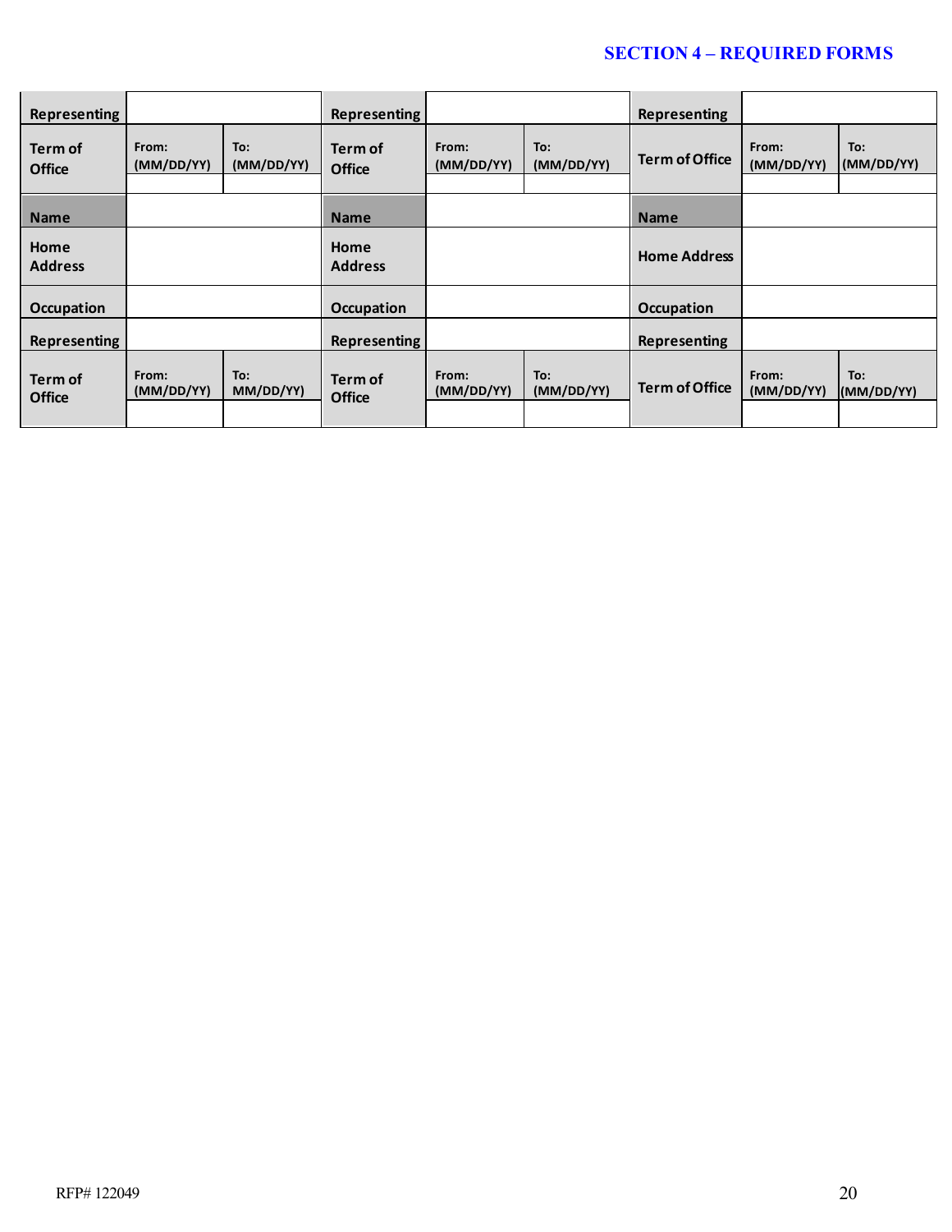| Representing | | | Representing | | | Representing | | |
|---|---|---|---|---|---|---|---|---|
| Term of Office | From: (MM/DD/YY) | To: (MM/DD/YY) | Term of Office | From: (MM/DD/YY) | To: (MM/DD/YY) | Term of Office | From: (MM/DD/YY) | To: (MM/DD/YY) |
| | | | | | | | | |
| Name | | | Name | | | Name | | |
| Home Address | | | Home Address | | | Home Address | | |
| Occupation | | | Occupation | | | Occupation | | |
| Representing | | | Representing | | | Representing | | |
| Term of Office | From: (MM/DD/YY) | To: MM/DD/YY) | Term of Office | From: (MM/DD/YY) | To: (MM/DD/YY) | Term of Office | From: (MM/DD/YY) | To: (MM/DD/YY) |
| | | | | | | | | |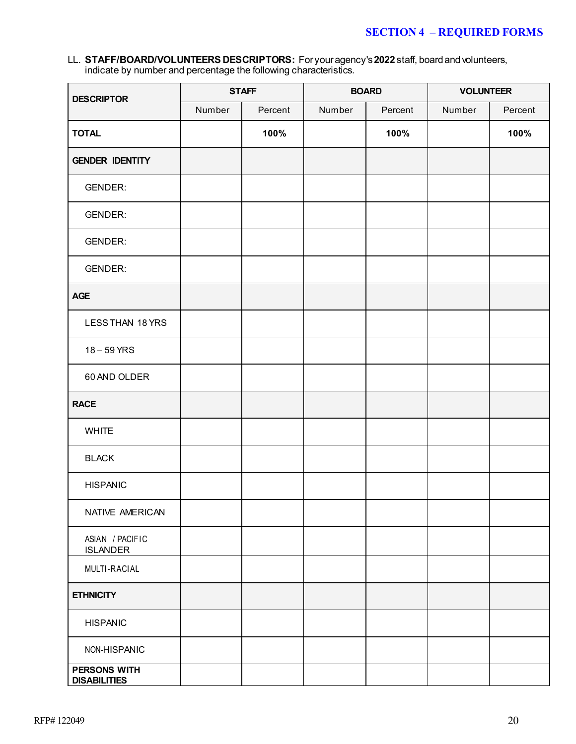## SECTION 4 – REQUIRED FORMS

LL. **STAFF/BOARD/VOLUNTEERS DESCRIPTORS:** For your agency's **2022** staff, board and volunteers, indicate by number and percentage the following characteristics.

| DESCRIPTOR | STAFF | | BOARD | | VOLUNTEER | |
|---|---|---|---|---|---|---|
| | Number | Percent | Number | Percent | Number | Percent |
| **TOTAL** | | **100%** | | **100%** | | **100%** |
| **GENDER IDENTITY** | | | | | | |
| GENDER: | | | | | | |
| GENDER: | | | | | | |
| GENDER: | | | | | | |
| GENDER: | | | | | | |
| **AGE** | | | | | | |
| LESS THAN 18 YRS | | | | | | |
| 18 – 59 YRS | | | | | | |
| 60 AND OLDER | | | | | | |
| **RACE** | | | | | | |
| WHITE | | | | | | |
| BLACK | | | | | | |
| HISPANIC | | | | | | |
| NATIVE AMERICAN | | | | | | |
| ASIAN / PACIFIC ISLANDER | | | | | | |
| MULTI-RACIAL | | | | | | |
| **ETHNICITY** | | | | | | |
| HISPANIC | | | | | | |
| NON-HISPANIC | | | | | | |
| **PERSONS WITH DISABILITIES** | | | | | | |

RFP# 122049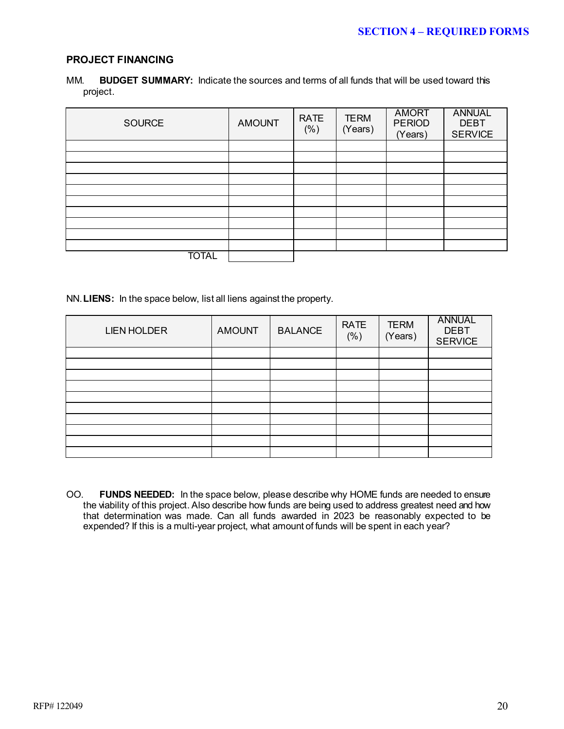**SECTION 4 – REQUIRED FORMS**

## PROJECT FINANCING

MM. **BUDGET SUMMARY:** Indicate the sources and terms of all funds that will be used toward this project.

| SOURCE | AMOUNT | RATE (%) | TERM (Years) | AMORT PERIOD (Years) | ANNUAL DEBT SERVICE |
|---|---|---|---|---|---|
| | | | | | |
| | | | | | |
| | | | | | |
| | | | | | |
| | | | | | |
| | | | | | |
| | | | | | |
| | | | | | |
| | | | | | |
| | | | | | |
| TOTAL | | | | | |

NN. **LIENS:** In the space below, list all liens against the property.

| LIEN HOLDER | AMOUNT | BALANCE | RATE (%) | TERM (Years) | ANNUAL DEBT SERVICE |
|---|---|---|---|---|---|
| | | | | | |
| | | | | | |
| | | | | | |
| | | | | | |
| | | | | | |
| | | | | | |
| | | | | | |
| | | | | | |
| | | | | | |
| | | | | | |

OO. **FUNDS NEEDED:** In the space below, please describe why HOME funds are needed to ensure the viability of this project. Also describe how funds are being used to address greatest need and how that determination was made. Can all funds awarded in 2023 be reasonably expected to be expended? If this is a multi-year project, what amount of funds will be spent in each year?

RFP# 122049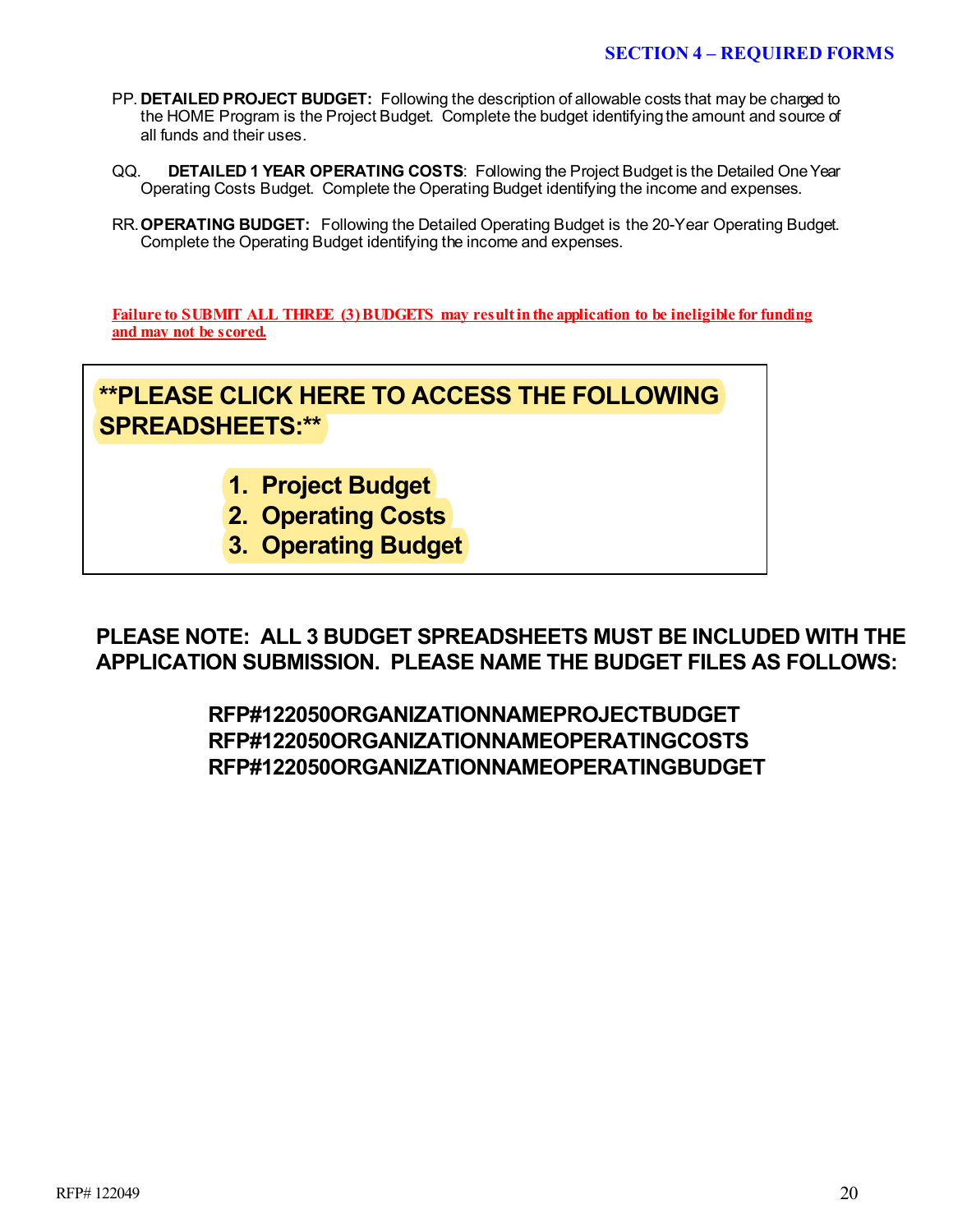PP. **DETAILED PROJECT BUDGET:** Following the description of allowable costs that may be charged to the HOME Program is the Project Budget. Complete the budget identifying the amount and source of all funds and their uses.

QQ. **DETAILED 1 YEAR OPERATING COSTS**: Following the Project Budget is the Detailed One Year Operating Costs Budget. Complete the Operating Budget identifying the income and expenses.

RR. **OPERATING BUDGET:** Following the Detailed Operating Budget is the 20-Year Operating Budget. Complete the Operating Budget identifying the income and expenses.

**Failure to SUBMIT ALL THREE (3) BUDGETS may result in the application to be ineligible for funding and may not be scored.**

**PLEASE CLICK HERE TO ACCESS THE FOLLOWING SPREADSHEETS:**

1. **Project Budget**
2. **Operating Costs**
3. **Operating Budget**

**PLEASE NOTE: ALL 3 BUDGET SPREADSHEETS MUST BE INCLUDED WITH THE APPLICATION SUBMISSION. PLEASE NAME THE BUDGET FILES AS FOLLOWS:**

**RFP#122050ORGANIZATIONNAMEPROJECTBUDGET**
**RFP#122050ORGANIZATIONNAMEOPERATINGCOSTS**
**RFP#122050ORGANIZATIONNAMEOPERATINGBUDGET**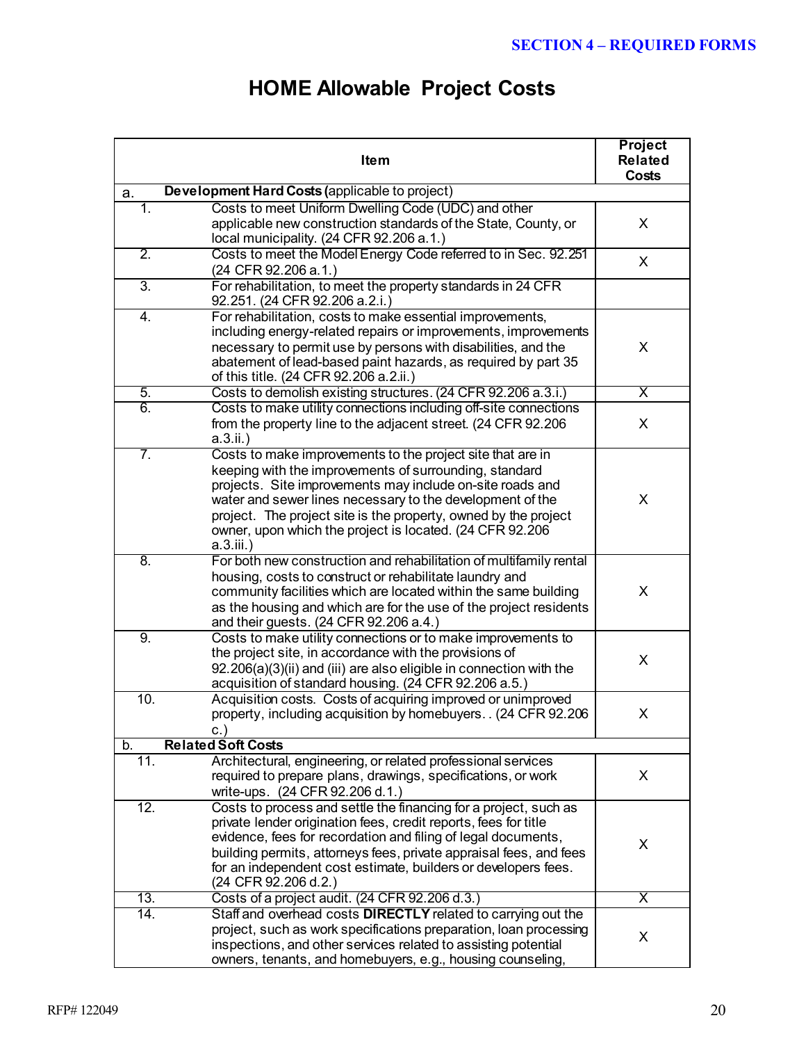# HOME Allowable Project Costs

| | Item | Project Related Costs |
|---|---|---|
| a. | **Development Hard Costs (**applicable to project) | |
| 1. | Costs to meet Uniform Dwelling Code (UDC) and other applicable new construction standards of the State, County, or local municipality. (24 CFR 92.206 a.1.) | X |
| 2. | Costs to meet the Model Energy Code referred to in Sec. 92.251 (24 CFR 92.206 a.1.) | X |
| 3. | For rehabilitation, to meet the property standards in 24 CFR 92.251. (24 CFR 92.206 a.2.i.) | |
| 4. | For rehabilitation, costs to make essential improvements, including energy-related repairs or improvements, improvements necessary to permit use by persons with disabilities, and the abatement of lead-based paint hazards, as required by part 35 of this title. (24 CFR 92.206 a.2.ii.) | X |
| 5. | Costs to demolish existing structures. (24 CFR 92.206 a.3.i.) | X |
| 6. | Costs to make utility connections including off-site connections from the property line to the adjacent street. (24 CFR 92.206 a.3.ii.) | X |
| 7. | Costs to make improvements to the project site that are in keeping with the improvements of surrounding, standard projects. Site improvements may include on-site roads and water and sewer lines necessary to the development of the project. The project site is the property, owned by the project owner, upon which the project is located. (24 CFR 92.206 a.3.iii.) | X |
| 8. | For both new construction and rehabilitation of multifamily rental housing, costs to construct or rehabilitate laundry and community facilities which are located within the same building as the housing and which are for the use of the project residents and their guests. (24 CFR 92.206 a.4.) | X |
| 9. | Costs to make utility connections or to make improvements to the project site, in accordance with the provisions of 92.206(a)(3)(ii) and (iii) are also eligible in connection with the acquisition of standard housing. (24 CFR 92.206 a.5.) | X |
| 10. | Acquisition costs. Costs of acquiring improved or unimproved property, including acquisition by homebuyers. . (24 CFR 92.206 c.) | X |
| b. | **Related Soft Costs** | |
| 11. | Architectural, engineering, or related professional services required to prepare plans, drawings, specifications, or work write-ups. (24 CFR 92.206 d.1.) | X |
| 12. | Costs to process and settle the financing for a project, such as private lender origination fees, credit reports, fees for title evidence, fees for recordation and filing of legal documents, building permits, attorneys fees, private appraisal fees, and fees for an independent cost estimate, builders or developers fees. (24 CFR 92.206 d.2.) | X |
| 13. | Costs of a project audit. (24 CFR 92.206 d.3.) | X |
| 14. | Staff and overhead costs **DIRECTLY** related to carrying out the project, such as work specifications preparation, loan processing inspections, and other services related to assisting potential owners, tenants, and homebuyers, e.g., housing counseling, | X |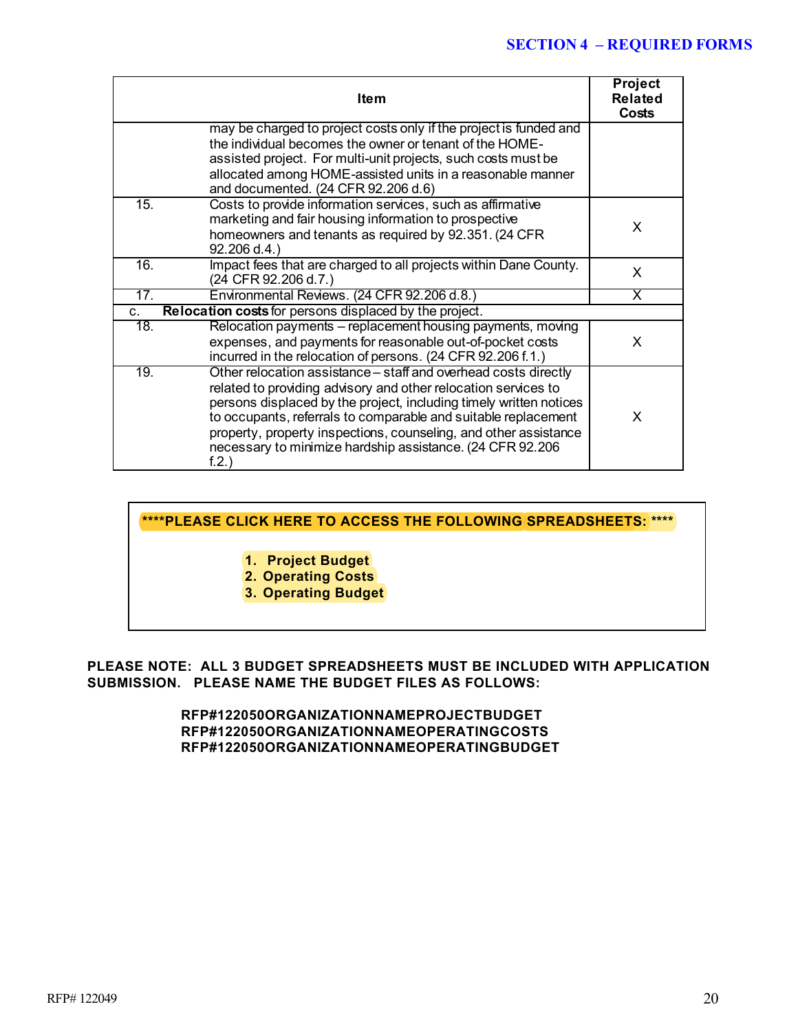| Item | | Project Related Costs |
|---|---|---|
| | may be charged to project costs only if the project is funded and the individual becomes the owner or tenant of the HOME-assisted project. For multi-unit projects, such costs must be allocated among HOME-assisted units in a reasonable manner and documented. (24 CFR 92.206 d.6) | |
| 15. | Costs to provide information services, such as affirmative marketing and fair housing information to prospective homeowners and tenants as required by 92.351. (24 CFR 92.206 d.4.) | X |
| 16. | Impact fees that are charged to all projects within Dane County. (24 CFR 92.206 d.7.) | X |
| 17. | Environmental Reviews. (24 CFR 92.206 d.8.) | X |
| c. | **Relocation costs** for persons displaced by the project. | |
| 18. | Relocation payments – replacement housing payments, moving expenses, and payments for reasonable out-of-pocket costs incurred in the relocation of persons. (24 CFR 92.206 f.1.) | X |
| 19. | Other relocation assistance – staff and overhead costs directly related to providing advisory and other relocation services to persons displaced by the project, including timely written notices to occupants, referrals to comparable and suitable replacement property, property inspections, counseling, and other assistance necessary to minimize hardship assistance. (24 CFR 92.206 f.2.) | X |

**\*\*\*\*PLEASE CLICK HERE TO ACCESS THE FOLLOWING SPREADSHEETS: \*\*\*\***

1. **Project Budget**
2. **Operating Costs**
3. **Operating Budget**

**PLEASE NOTE: ALL 3 BUDGET SPREADSHEETS MUST BE INCLUDED WITH APPLICATION SUBMISSION. PLEASE NAME THE BUDGET FILES AS FOLLOWS:**

**RFP#122050ORGANIZATIONNAMEPROJECTBUDGET**
**RFP#122050ORGANIZATIONNAMEOPERATINGCOSTS**
**RFP#122050ORGANIZATIONNAMEOPERATINGBUDGET**